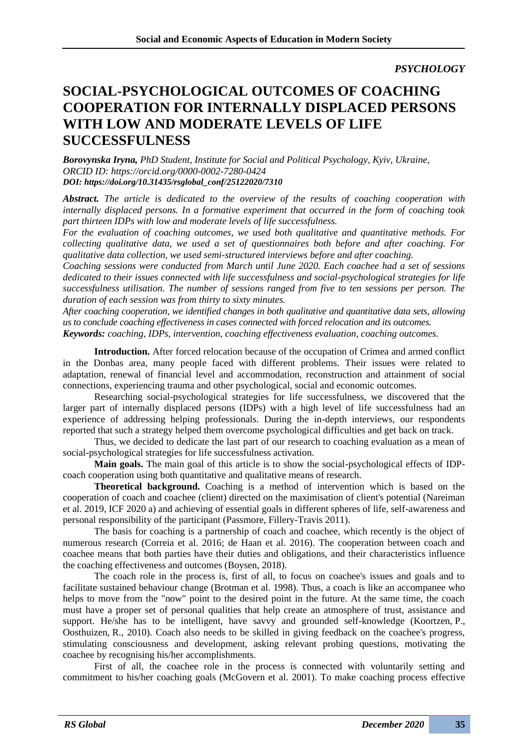*PSYCHOLOGY*

# SOCIAL-PSYCHOLOGICAL OUTCOMES OF COACHING COOPERATION FOR INTERNALLY DISPLACED PERSONS WITH LOW AND MODERATE LEVELS OF LIFE SUCCESSFULNESS

***Borovynska Iryna**, PhD Student, Institute for Social and Political Psychology, Kyiv, Ukraine, ORCID ID: https://orcid.org/0000-0002-7280-0424*
***DOI: https://doi.org/10.31435/rsglobal_conf/25122020/7310***

***Abstract.** The article is dedicated to the overview of the results of coaching cooperation with internally displaced persons. In a formative experiment that occurred in the form of coaching took part thirteen IDPs with low and moderate levels of life successfulness.*

*For the evaluation of coaching outcomes, we used both qualitative and quantitative methods. For collecting qualitative data, we used a set of questionnaires both before and after coaching. For qualitative data collection, we used semi-structured interviews before and after coaching.*

*Coaching sessions were conducted from March until June 2020. Each coachee had a set of sessions dedicated to their issues connected with life successfulness and social-psychological strategies for life successfulness utilisation. The number of sessions ranged from five to ten sessions per person. The duration of each session was from thirty to sixty minutes.*

*After coaching cooperation, we identified changes in both qualitative and quantitative data sets, allowing us to conclude coaching effectiveness in cases connected with forced relocation and its outcomes.*

***Keywords:** coaching, IDPs, intervention, coaching effectiveness evaluation, coaching outcomes.*

**Introduction.** After forced relocation because of the occupation of Crimea and armed conflict in the Donbas area, many people faced with different problems. Their issues were related to adaptation, renewal of financial level and accommodation, reconstruction and attainment of social connections, experiencing trauma and other psychological, social and economic outcomes.

Researching social-psychological strategies for life successfulness, we discovered that the larger part of internally displaced persons (IDPs) with a high level of life successfulness had an experience of addressing helping professionals. During the in-depth interviews, our respondents reported that such a strategy helped them overcome psychological difficulties and get back on track.

Thus, we decided to dedicate the last part of our research to coaching evaluation as a mean of social-psychological strategies for life successfulness activation.

**Main goals.** The main goal of this article is to show the social-psychological effects of IDP-coach cooperation using both quantitative and qualitative means of research.

**Theoretical background.** Coaching is a method of intervention which is based on the cooperation of coach and coachee (client) directed on the maximisation of client's potential (Nareiman et al. 2019, ICF 2020 a) and achieving of essential goals in different spheres of life, self-awareness and personal responsibility of the participant (Passmore, Fillery-Travis 2011).

The basis for coaching is a partnership of coach and coachee, which recently is the object of numerous research (Correia et al. 2016; de Haan et al. 2016). The cooperation between coach and coachee means that both parties have their duties and obligations, and their characteristics influence the coaching effectiveness and outcomes (Boysen, 2018).

The coach role in the process is, first of all, to focus on coachee's issues and goals and to facilitate sustained behaviour change (Brotman et al. 1998). Thus, a coach is like an accompanee who helps to move from the "now" point to the desired point in the future. At the same time, the coach must have a proper set of personal qualities that help create an atmosphere of trust, assistance and support. He/she has to be intelligent, have savvy and grounded self-knowledge (Koortzen, P., Oosthuizen, R., 2010). Coach also needs to be skilled in giving feedback on the coachee's progress, stimulating consciousness and development, asking relevant probing questions, motivating the coachee by recognising his/her accomplishments.

First of all, the coachee role in the process is connected with voluntarily setting and commitment to his/her coaching goals (McGovern et al. 2001). To make coaching process effective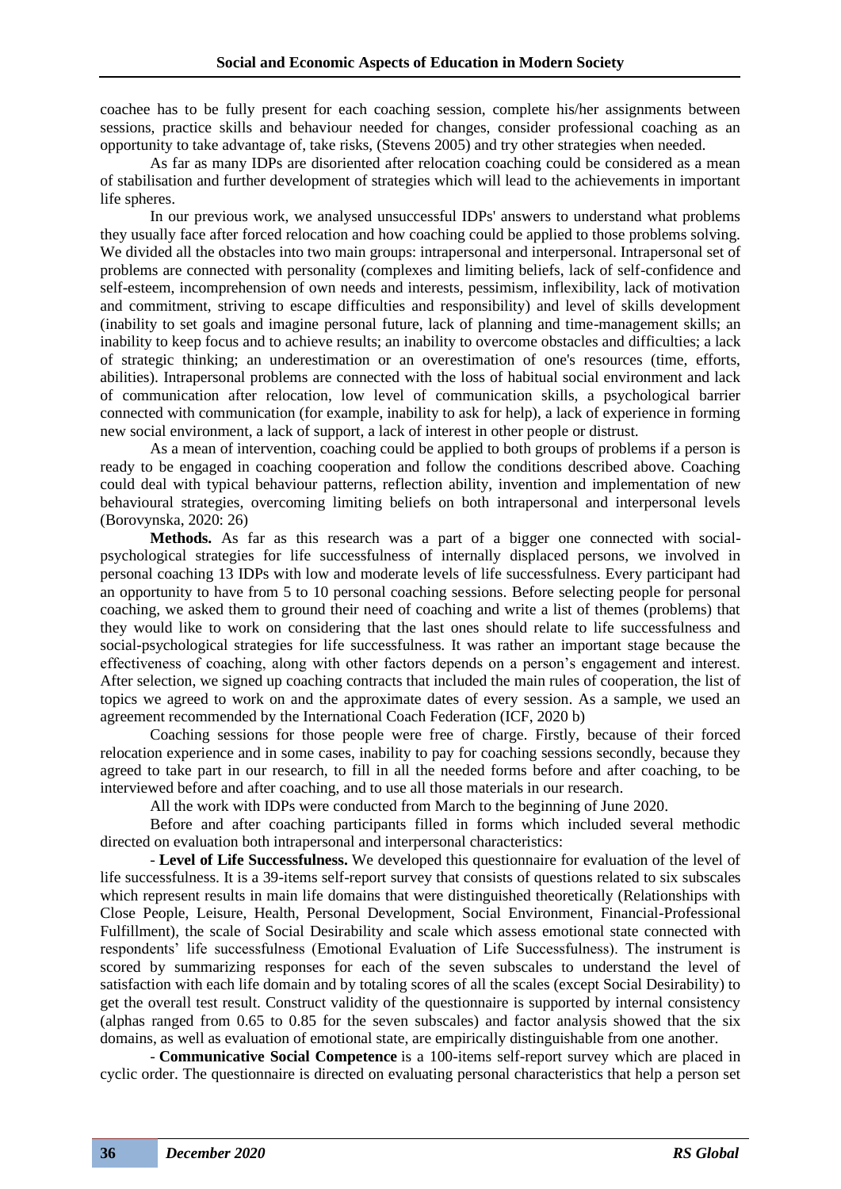coachee has to be fully present for each coaching session, complete his/her assignments between sessions, practice skills and behaviour needed for changes, consider professional coaching as an opportunity to take advantage of, take risks, (Stevens 2005) and try other strategies when needed.

As far as many IDPs are disoriented after relocation coaching could be considered as a mean of stabilisation and further development of strategies which will lead to the achievements in important life spheres.

In our previous work, we analysed unsuccessful IDPs' answers to understand what problems they usually face after forced relocation and how coaching could be applied to those problems solving. We divided all the obstacles into two main groups: intrapersonal and interpersonal. Intrapersonal set of problems are connected with personality (complexes and limiting beliefs, lack of self-confidence and self-esteem, incomprehension of own needs and interests, pessimism, inflexibility, lack of motivation and commitment, striving to escape difficulties and responsibility) and level of skills development (inability to set goals and imagine personal future, lack of planning and time-management skills; an inability to keep focus and to achieve results; an inability to overcome obstacles and difficulties; a lack of strategic thinking; an underestimation or an overestimation of one's resources (time, efforts, abilities). Intrapersonal problems are connected with the loss of habitual social environment and lack of communication after relocation, low level of communication skills, a psychological barrier connected with communication (for example, inability to ask for help), a lack of experience in forming new social environment, a lack of support, a lack of interest in other people or distrust.

As a mean of intervention, coaching could be applied to both groups of problems if a person is ready to be engaged in coaching cooperation and follow the conditions described above. Coaching could deal with typical behaviour patterns, reflection ability, invention and implementation of new behavioural strategies, overcoming limiting beliefs on both intrapersonal and interpersonal levels (Borovynska, 2020: 26)

**Methods.** As far as this research was a part of a bigger one connected with social-psychological strategies for life successfulness of internally displaced persons, we involved in personal coaching 13 IDPs with low and moderate levels of life successfulness. Every participant had an opportunity to have from 5 to 10 personal coaching sessions. Before selecting people for personal coaching, we asked them to ground their need of coaching and write a list of themes (problems) that they would like to work on considering that the last ones should relate to life successfulness and social-psychological strategies for life successfulness. It was rather an important stage because the effectiveness of coaching, along with other factors depends on a person's engagement and interest. After selection, we signed up coaching contracts that included the main rules of cooperation, the list of topics we agreed to work on and the approximate dates of every session. As a sample, we used an agreement recommended by the International Coach Federation (ICF, 2020 b)

Coaching sessions for those people were free of charge. Firstly, because of their forced relocation experience and in some cases, inability to pay for coaching sessions secondly, because they agreed to take part in our research, to fill in all the needed forms before and after coaching, to be interviewed before and after coaching, and to use all those materials in our research.

All the work with IDPs were conducted from March to the beginning of June 2020.

Before and after coaching participants filled in forms which included several methodic directed on evaluation both intrapersonal and interpersonal characteristics:

- **Level of Life Successfulness.** We developed this questionnaire for evaluation of the level of life successfulness. It is a 39-items self-report survey that consists of questions related to six subscales which represent results in main life domains that were distinguished theoretically (Relationships with Close People, Leisure, Health, Personal Development, Social Environment, Financial-Professional Fulfillment), the scale of Social Desirability and scale which assess emotional state connected with respondents' life successfulness (Emotional Evaluation of Life Successfulness). The instrument is scored by summarizing responses for each of the seven subscales to understand the level of satisfaction with each life domain and by totaling scores of all the scales (except Social Desirability) to get the overall test result. Construct validity of the questionnaire is supported by internal consistency (alphas ranged from 0.65 to 0.85 for the seven subscales) and factor analysis showed that the six domains, as well as evaluation of emotional state, are empirically distinguishable from one another.

- **Communicative Social Competence** is a 100-items self-report survey which are placed in cyclic order. The questionnaire is directed on evaluating personal characteristics that help a person set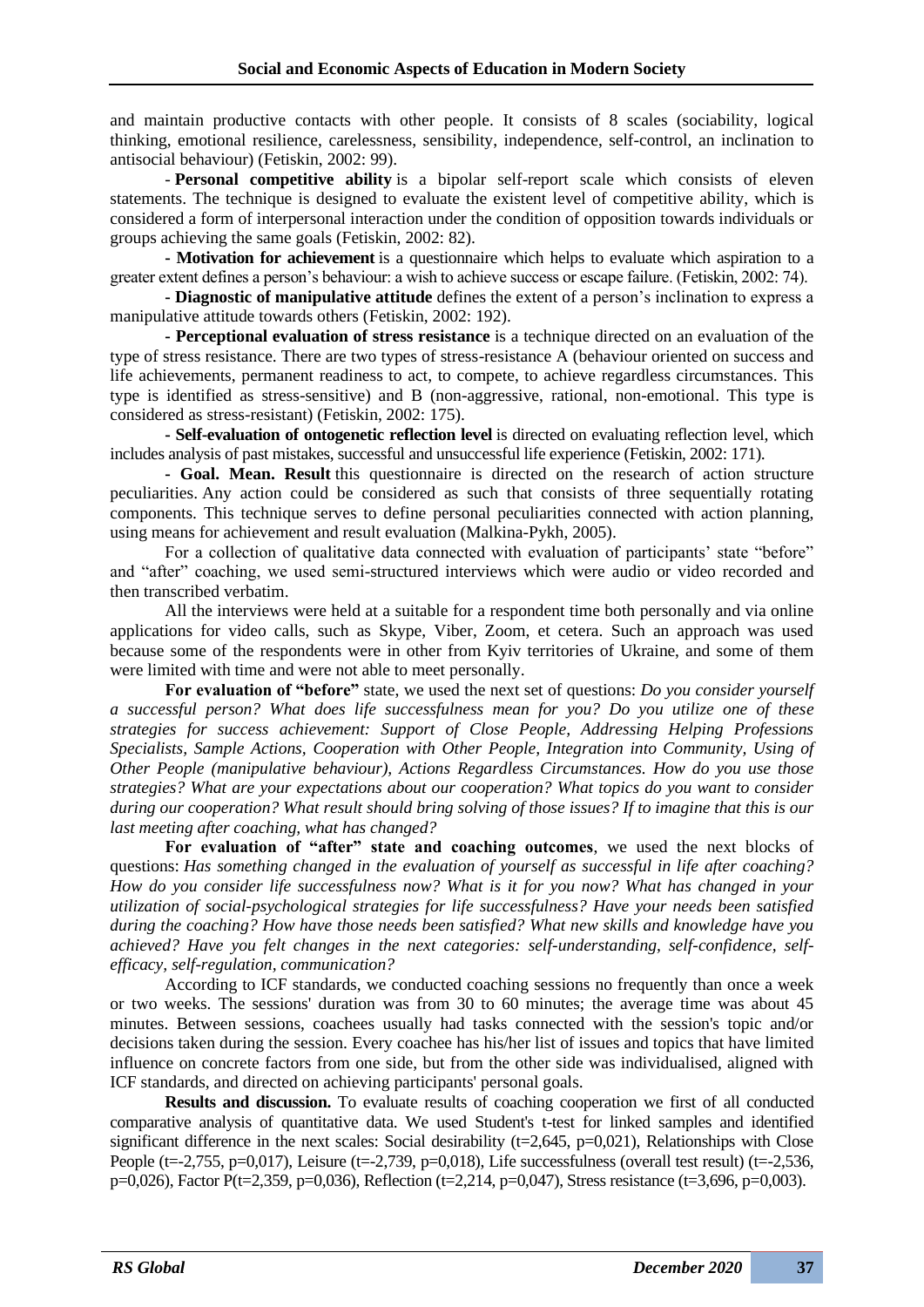and maintain productive contacts with other people. It consists of 8 scales (sociability, logical thinking, emotional resilience, carelessness, sensibility, independence, self-control, an inclination to antisocial behaviour) (Fetiskin, 2002: 99).

- **Personal competitive ability** is a bipolar self-report scale which consists of eleven statements. The technique is designed to evaluate the existent level of competitive ability, which is considered a form of interpersonal interaction under the condition of opposition towards individuals or groups achieving the same goals (Fetiskin, 2002: 82).

- **Motivation for achievement** is a questionnaire which helps to evaluate which aspiration to a greater extent defines a person's behaviour: a wish to achieve success or escape failure. (Fetiskin, 2002: 74).

- **Diagnostic of manipulative attitude** defines the extent of a person's inclination to express a manipulative attitude towards others (Fetiskin, 2002: 192).

- **Perceptional evaluation of stress resistance** is a technique directed on an evaluation of the type of stress resistance. There are two types of stress-resistance A (behaviour oriented on success and life achievements, permanent readiness to act, to compete, to achieve regardless circumstances. This type is identified as stress-sensitive) and B (non-aggressive, rational, non-emotional. This type is considered as stress-resistant) (Fetiskin, 2002: 175).

- **Self-evaluation of ontogenetic reflection level** is directed on evaluating reflection level, which includes analysis of past mistakes, successful and unsuccessful life experience (Fetiskin, 2002: 171).

- **Goal. Mean. Result** this questionnaire is directed on the research of action structure peculiarities. Any action could be considered as such that consists of three sequentially rotating components. This technique serves to define personal peculiarities connected with action planning, using means for achievement and result evaluation (Malkina-Pykh, 2005).

For a collection of qualitative data connected with evaluation of participants' state "before" and "after" coaching, we used semi-structured interviews which were audio or video recorded and then transcribed verbatim.

All the interviews were held at a suitable for a respondent time both personally and via online applications for video calls, such as Skype, Viber, Zoom, et cetera. Such an approach was used because some of the respondents were in other from Kyiv territories of Ukraine, and some of them were limited with time and were not able to meet personally.

**For evaluation of "before"** state, we used the next set of questions: *Do you consider yourself a successful person? What does life successfulness mean for you? Do you utilize one of these strategies for success achievement: Support of Close People, Addressing Helping Professions Specialists, Sample Actions, Cooperation with Other People, Integration into Community, Using of Other People (manipulative behaviour), Actions Regardless Circumstances. How do you use those strategies? What are your expectations about our cooperation? What topics do you want to consider during our cooperation? What result should bring solving of those issues? If to imagine that this is our last meeting after coaching, what has changed?*

**For evaluation of "after" state and coaching outcomes**, we used the next blocks of questions: *Has something changed in the evaluation of yourself as successful in life after coaching? How do you consider life successfulness now? What is it for you now? What has changed in your utilization of social-psychological strategies for life successfulness? Have your needs been satisfied during the coaching? How have those needs been satisfied? What new skills and knowledge have you achieved? Have you felt changes in the next categories: self-understanding, self-confidence, self-efficacy, self-regulation, communication?*

According to ICF standards, we conducted coaching sessions no frequently than once a week or two weeks. The sessions' duration was from 30 to 60 minutes; the average time was about 45 minutes. Between sessions, coachees usually had tasks connected with the session's topic and/or decisions taken during the session. Every coachee has his/her list of issues and topics that have limited influence on concrete factors from one side, but from the other side was individualised, aligned with ICF standards, and directed on achieving participants' personal goals.

**Results and discussion.** To evaluate results of coaching cooperation we first of all conducted comparative analysis of quantitative data. We used Student's t-test for linked samples and identified significant difference in the next scales: Social desirability ($t=2{,}645$, $p=0{,}021$), Relationships with Close People ($t=-2{,}755$, $p=0{,}017$), Leisure ($t=-2{,}739$, $p=0{,}018$), Life successfulness (overall test result) ($t=-2{,}536$, $p=0{,}026$), Factor P($t=2{,}359$, $p=0{,}036$), Reflection ($t=2{,}214$, $p=0{,}047$), Stress resistance ($t=3{,}696$, $p=0{,}003$).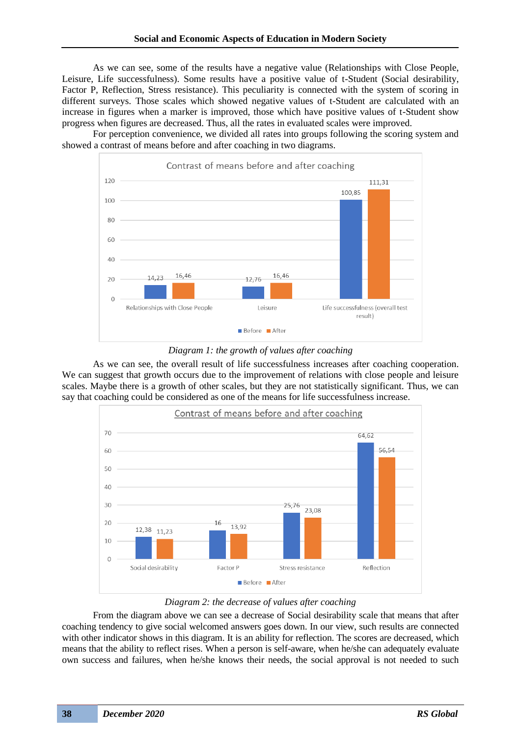As we can see, some of the results have a negative value (Relationships with Close People, Leisure, Life successfulness). Some results have a positive value of t-Student (Social desirability, Factor P, Reflection, Stress resistance). This peculiarity is connected with the system of scoring in different surveys. Those scales which showed negative values of t-Student are calculated with an increase in figures when a marker is improved, those which have positive values of t-Student show progress when figures are decreased. Thus, all the rates in evaluated scales were improved.

For perception convenience, we divided all rates into groups following the scoring system and showed a contrast of means before and after coaching in two diagrams.

*Diagram 1: the growth of values after coaching*

As we can see, the overall result of life successfulness increases after coaching cooperation. We can suggest that growth occurs due to the improvement of relations with close people and leisure scales. Maybe there is a growth of other scales, but they are not statistically significant. Thus, we can say that coaching could be considered as one of the means for life successfulness increase.

*Diagram 2: the decrease of values after coaching*

From the diagram above we can see a decrease of Social desirability scale that means that after coaching tendency to give social welcomed answers goes down. In our view, such results are connected with other indicator shows in this diagram. It is an ability for reflection. The scores are decreased, which means that the ability to reflect rises. When a person is self-aware, when he/she can adequately evaluate own success and failures, when he/she knows their needs, the social approval is not needed to such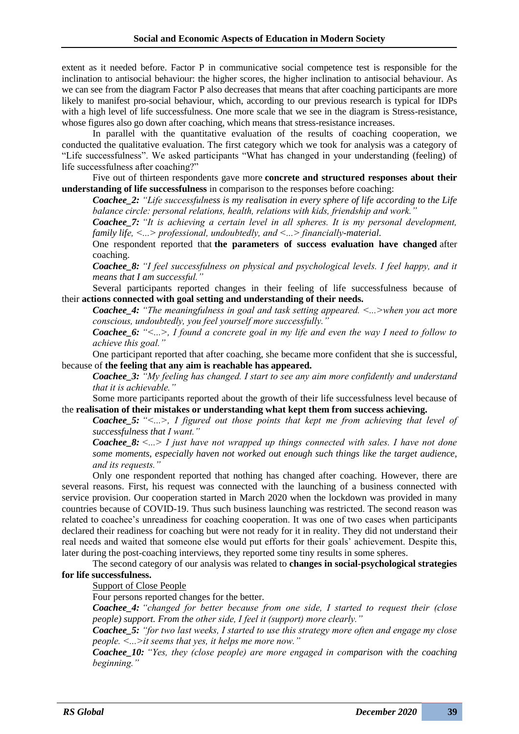extent as it needed before. Factor P in communicative social competence test is responsible for the inclination to antisocial behaviour: the higher scores, the higher inclination to antisocial behaviour. As we can see from the diagram Factor P also decreases that means that after coaching participants are more likely to manifest pro-social behaviour, which, according to our previous research is typical for IDPs with a high level of life successfulness. One more scale that we see in the diagram is Stress-resistance, whose figures also go down after coaching, which means that stress-resistance increases.

In parallel with the quantitative evaluation of the results of coaching cooperation, we conducted the qualitative evaluation. The first category which we took for analysis was a category of "Life successfulness". We asked participants "What has changed in your understanding (feeling) of life successfulness after coaching?"

Five out of thirteen respondents gave more **concrete and structured responses about their understanding of life successfulness** in comparison to the responses before coaching:

***Coachee_2:*** *"Life successfulness is my realisation in every sphere of life according to the Life balance circle: personal relations, health, relations with kids, friendship and work."*

***Coachee_7:*** *"It is achieving a certain level in all spheres. It is my personal development, family life, <...> professional, undoubtedly, and <...> financially-material.*

One respondent reported that **the parameters of success evaluation have changed** after coaching.

***Coachee_8:*** *"I feel successfulness on physical and psychological levels. I feel happy, and it means that I am successful."*

Several participants reported changes in their feeling of life successfulness because of their **actions connected with goal setting and understanding of their needs.**

***Coachee_4:*** *"The meaningfulness in goal and task setting appeared. <...>when you act more conscious, undoubtedly, you feel yourself more successfully."*

***Coachee_6:*** *"<...>, I found a concrete goal in my life and even the way I need to follow to achieve this goal."*

One participant reported that after coaching, she became more confident that she is successful, because of **the feeling that any aim is reachable has appeared.**

***Coachee_3:*** *"My feeling has changed. I start to see any aim more confidently and understand that it is achievable."*

Some more participants reported about the growth of their life successfulness level because of the **realisation of their mistakes or understanding what kept them from success achieving.**

***Coachee_5:*** *"<...>, I figured out those points that kept me from achieving that level of successfulness that I want."*

***Coachee_8:*** *<...> I just have not wrapped up things connected with sales. I have not done some moments, especially haven not worked out enough such things like the target audience, and its requests."*

Only one respondent reported that nothing has changed after coaching. However, there are several reasons. First, his request was connected with the launching of a business connected with service provision. Our cooperation started in March 2020 when the lockdown was provided in many countries because of COVID-19. Thus such business launching was restricted. The second reason was related to coachee's unreadiness for coaching cooperation. It was one of two cases when participants declared their readiness for coaching but were not ready for it in reality. They did not understand their real needs and waited that someone else would put efforts for their goals' achievement. Despite this, later during the post-coaching interviews, they reported some tiny results in some spheres.

The second category of our analysis was related to **changes in social-psychological strategies for life successfulness.**

<u>Support of Close People</u>

Four persons reported changes for the better.

***Coachee_4:*** *"changed for better because from one side, I started to request their (close people) support. From the other side, I feel it (support) more clearly."*

***Coachee_5:*** *"for two last weeks, I started to use this strategy more often and engage my close people. <...>it seems that yes, it helps me more now."*

***Coachee_10:*** *"Yes, they (close people) are more engaged in comparison with the coaching beginning."*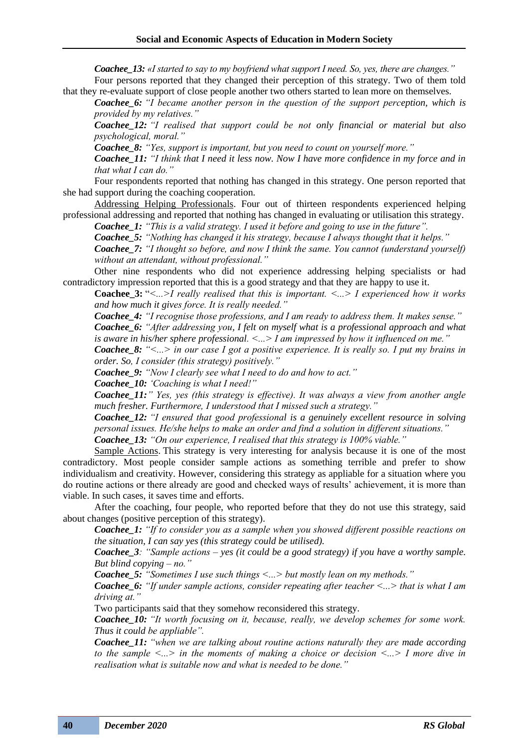***Coachee_13:*** *«I started to say to my boyfriend what support I need. So, yes, there are changes."*

Four persons reported that they changed their perception of this strategy. Two of them told that they re-evaluate support of close people another two others started to lean more on themselves.

***Coachee_6:*** *"I became another person in the question of the support perception, which is provided by my relatives."*

***Coachee_12:*** *"I realised that support could be not only financial or material but also psychological, moral."*

***Coachee_8:*** *"Yes, support is important, but you need to count on yourself more."*

***Coachee_11:*** *"I think that I need it less now. Now I have more confidence in my force and in that what I can do."*

Four respondents reported that nothing has changed in this strategy. One person reported that she had support during the coaching cooperation.

<u>Addressing Helping Professionals</u>. Four out of thirteen respondents experienced helping professional addressing and reported that nothing has changed in evaluating or utilisation this strategy.

***Coachee_1:*** *"This is a valid strategy. I used it before and going to use in the future".*

***Coachee_5:*** *"Nothing has changed it his strategy, because I always thought that it helps."*

***Coachee_7:*** *"I thought so before, and now I think the same. You cannot (understand yourself) without an attendant, without professional."*

Other nine respondents who did not experience addressing helping specialists or had contradictory impression reported that this is a good strategy and that they are happy to use it.

**Coachee_3:** *"<...>I really realised that this is important. <...> I experienced how it works and how much it gives force. It is really needed."*

***Coachee_4:*** *"I recognise those professions, and I am ready to address them. It makes sense."*

***Coachee_6:*** *"After addressing you, I felt on myself what is a professional approach and what is aware in his/her sphere professional. <...> I am impressed by how it influenced on me."*

***Coachee_8:*** *"<...> in our case I got a positive experience. It is really so. I put my brains in order. So, I consider (this strategy) positively."*

***Coachee_9:*** *"Now I clearly see what I need to do and how to act."*

***Coachee_10:*** *'Coaching is what I need!"*

***Coachee_11:*** *" Yes, yes (this strategy is effective). It was always a view from another angle much fresher. Furthermore, I understood that I missed such a strategy."*

***Coachee_12:*** *"I ensured that good professional is a genuinely excellent resource in solving personal issues. He/she helps to make an order and find a solution in different situations."*

***Coachee_13:*** *"On our experience, I realised that this strategy is 100% viable."*

<u>Sample Actions</u>. This strategy is very interesting for analysis because it is one of the most contradictory. Most people consider sample actions as something terrible and prefer to show individualism and creativity. However, considering this strategy as appliable for a situation where you do routine actions or there already are good and checked ways of results' achievement, it is more than viable. In such cases, it saves time and efforts.

After the coaching, four people, who reported before that they do not use this strategy, said about changes (positive perception of this strategy).

***Coachee_1:*** *"If to consider you as a sample when you showed different possible reactions on the situation, I can say yes (this strategy could be utilised).*

***Coachee_3****: "Sample actions – yes (it could be a good strategy) if you have a worthy sample. But blind copying – no."*

***Coachee_5:*** *"Sometimes I use such things <...> but mostly lean on my methods."*

***Coachee_6:*** *"If under sample actions, consider repeating after teacher <...> that is what I am driving at."*

Two participants said that they somehow reconsidered this strategy.

***Coachee_10:*** *"It worth focusing on it, because, really, we develop schemes for some work. Thus it could be appliable".*

***Coachee_11:*** *"when we are talking about routine actions naturally they are made according to the sample <...> in the moments of making a choice or decision <...> I more dive in realisation what is suitable now and what is needed to be done."*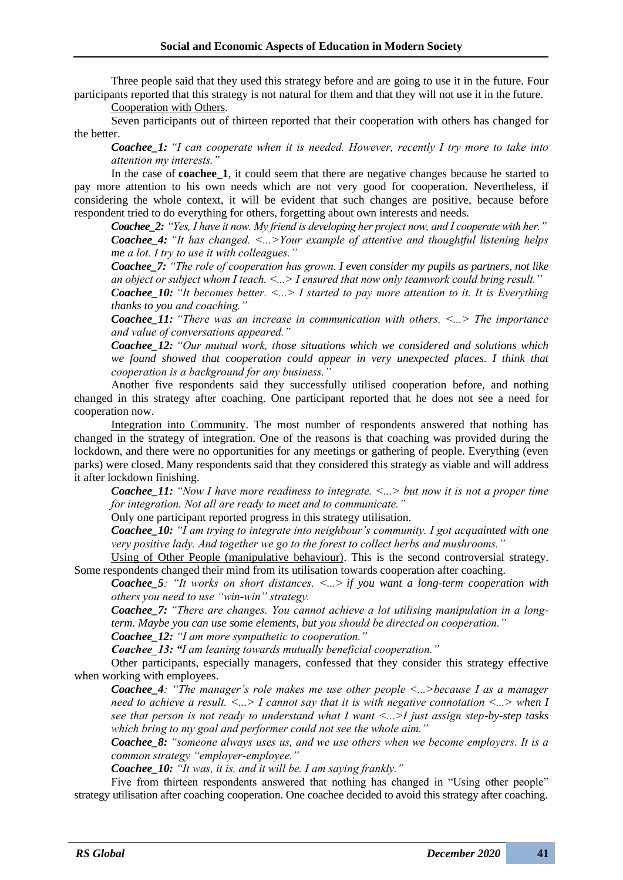Three people said that they used this strategy before and are going to use it in the future. Four participants reported that this strategy is not natural for them and that they will not use it in the future.

Cooperation with Others.

Seven participants out of thirteen reported that their cooperation with others has changed for the better.

> ***Coachee_1:*** *"I can cooperate when it is needed. However, recently I try more to take into attention my interests."*

In the case of **coachee_1**, it could seem that there are negative changes because he started to pay more attention to his own needs which are not very good for cooperation. Nevertheless, if considering the whole context, it will be evident that such changes are positive, because before respondent tried to do everything for others, forgetting about own interests and needs.

> ***Coachee_2:*** *"Yes, I have it now. My friend is developing her project now, and I cooperate with her."*
>
> ***Coachee_4:*** *"It has changed. <...>Your example of attentive and thoughtful listening helps me a lot. I try to use it with colleagues."*
>
> ***Coachee_7:*** *"The role of cooperation has grown. I even consider my pupils as partners, not like an object or subject whom I teach. <...> I ensured that now only teamwork could bring result."*
>
> ***Coachee_10:*** *"It becomes better. <...> I started to pay more attention to it. It is Everything thanks to you and coaching."*
>
> ***Coachee_11:*** *"There was an increase in communication with others. <...> The importance and value of conversations appeared."*
>
> ***Coachee_12:*** *"Our mutual work, those situations which we considered and solutions which we found showed that cooperation could appear in very unexpected places. I think that cooperation is a background for any business."*

Another five respondents said they successfully utilised cooperation before, and nothing changed in this strategy after coaching. One participant reported that he does not see a need for cooperation now.

Integration into Community. The most number of respondents answered that nothing has changed in the strategy of integration. One of the reasons is that coaching was provided during the lockdown, and there were no opportunities for any meetings or gathering of people. Everything (even parks) were closed. Many respondents said that they considered this strategy as viable and will address it after lockdown finishing.

> ***Coachee_11:*** *"Now I have more readiness to integrate. <...> but now it is not a proper time for integration. Not all are ready to meet and to communicate."*

Only one participant reported progress in this strategy utilisation.

> ***Coachee_10:*** *"I am trying to integrate into neighbour's community. I got acquainted with one very positive lady. And together we go to the forest to collect herbs and mushrooms."*

Using of Other People (manipulative behaviour). This is the second controversial strategy. Some respondents changed their mind from its utilisation towards cooperation after coaching.

> ***Coachee_5****: "It works on short distances. <...> if you want a long-term cooperation with others you need to use "win-win" strategy.*
>
> ***Coachee_7:*** *"There are changes. You cannot achieve a lot utilising manipulation in a long-term. Maybe you can use some elements, but you should be directed on cooperation."*
>
> ***Coachee_12:*** *"I am more sympathetic to cooperation."*
>
> ***Coachee_13:*** ***"****I am leaning towards mutually beneficial cooperation."*

Other participants, especially managers, confessed that they consider this strategy effective when working with employees.

> ***Coachee_4****: "The manager's role makes me use other people <...>because I as a manager need to achieve a result. <...> I cannot say that it is with negative connotation <...> when I see that person is not ready to understand what I want <...>I just assign step-by-step tasks which bring to my goal and performer could not see the whole aim."*
>
> ***Coachee_8:*** *"someone always uses us, and we use others when we become employers. It is a common strategy "employer-employee."*
>
> ***Coachee_10:*** *"It was, it is, and it will be. I am saying frankly."*

Five from thirteen respondents answered that nothing has changed in "Using other people" strategy utilisation after coaching cooperation. One coachee decided to avoid this strategy after coaching.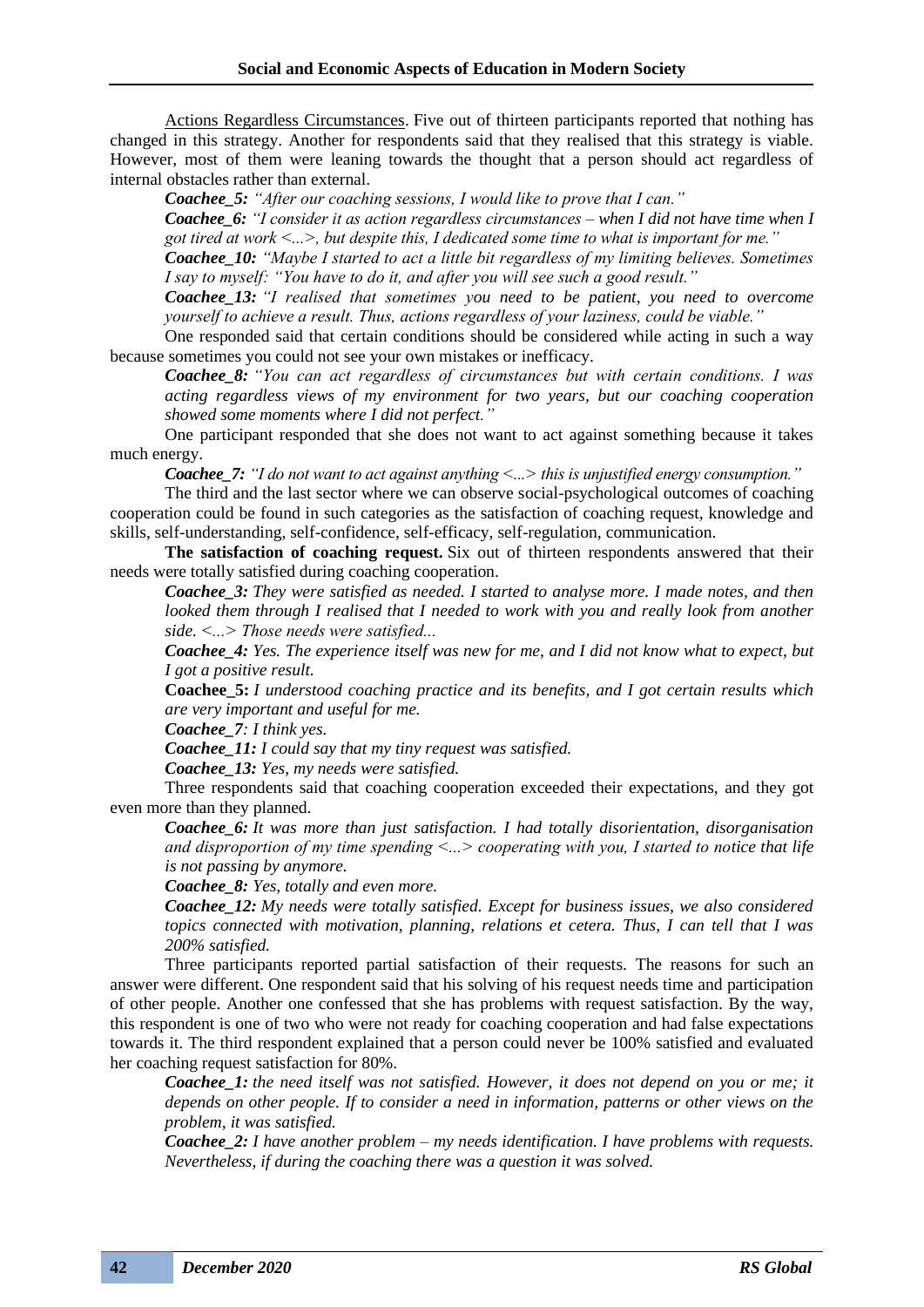Actions Regardless Circumstances. Five out of thirteen participants reported that nothing has changed in this strategy. Another for respondents said that they realised that this strategy is viable. However, most of them were leaning towards the thought that a person should act regardless of internal obstacles rather than external.

***Coachee_5:*** *"After our coaching sessions, I would like to prove that I can."*

***Coachee_6:*** *"I consider it as action regardless circumstances – when I did not have time when I got tired at work <...>, but despite this, I dedicated some time to what is important for me."*

***Coachee_10:*** *"Maybe I started to act a little bit regardless of my limiting believes. Sometimes I say to myself: "You have to do it, and after you will see such a good result."*

***Coachee_13:*** *"I realised that sometimes you need to be patient, you need to overcome yourself to achieve a result. Thus, actions regardless of your laziness, could be viable."*

One responded said that certain conditions should be considered while acting in such a way because sometimes you could not see your own mistakes or inefficacy.

***Coachee_8:*** *"You can act regardless of circumstances but with certain conditions. I was acting regardless views of my environment for two years, but our coaching cooperation showed some moments where I did not perfect."*

One participant responded that she does not want to act against something because it takes much energy.

***Coachee_7:*** *"I do not want to act against anything <...> this is unjustified energy consumption."*

The third and the last sector where we can observe social-psychological outcomes of coaching cooperation could be found in such categories as the satisfaction of coaching request, knowledge and skills, self-understanding, self-confidence, self-efficacy, self-regulation, communication.

**The satisfaction of coaching request.** Six out of thirteen respondents answered that their needs were totally satisfied during coaching cooperation.

***Coachee_3:*** *They were satisfied as needed. I started to analyse more. I made notes, and then looked them through I realised that I needed to work with you and really look from another side. <...> Those needs were satisfied...*

***Coachee_4:*** *Yes. The experience itself was new for me, and I did not know what to expect, but I got a positive result.*

**Coachee_5:** *I understood coaching practice and its benefits, and I got certain results which are very important and useful for me.*

***Coachee_7****: I think yes.*

***Coachee_11:*** *I could say that my tiny request was satisfied.*

***Coachee_13:*** *Yes, my needs were satisfied.*

Three respondents said that coaching cooperation exceeded their expectations, and they got even more than they planned.

***Coachee_6:*** *It was more than just satisfaction. I had totally disorientation, disorganisation and disproportion of my time spending <...> cooperating with you, I started to notice that life is not passing by anymore.*

***Coachee_8:*** *Yes, totally and even more.*

***Coachee_12:*** *My needs were totally satisfied. Except for business issues, we also considered topics connected with motivation, planning, relations et cetera. Thus, I can tell that I was 200% satisfied.*

Three participants reported partial satisfaction of their requests. The reasons for such an answer were different. One respondent said that his solving of his request needs time and participation of other people. Another one confessed that she has problems with request satisfaction. By the way, this respondent is one of two who were not ready for coaching cooperation and had false expectations towards it. The third respondent explained that a person could never be 100% satisfied and evaluated her coaching request satisfaction for 80%.

***Coachee_1:*** *the need itself was not satisfied. However, it does not depend on you or me; it depends on other people. If to consider a need in information, patterns or other views on the problem, it was satisfied.*

***Coachee_2:*** *I have another problem – my needs identification. I have problems with requests. Nevertheless, if during the coaching there was a question it was solved.*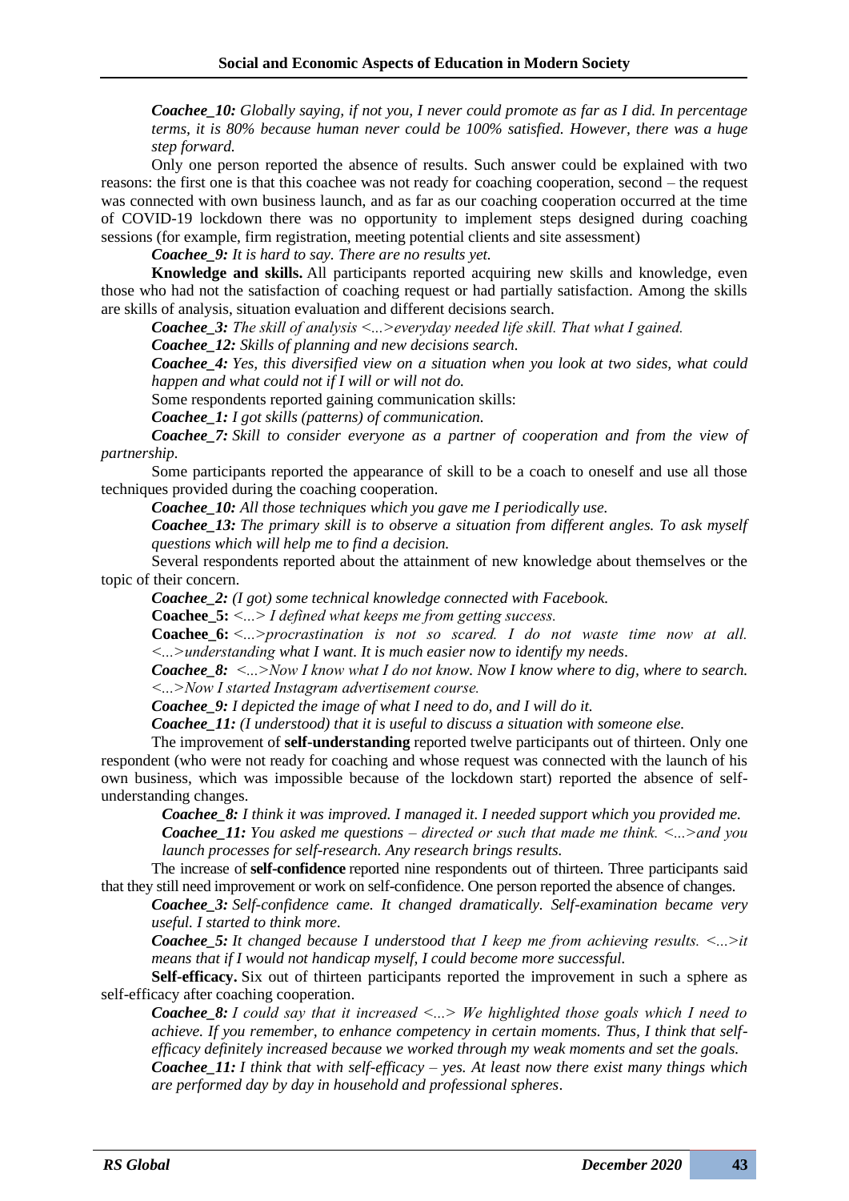***Coachee_10:*** *Globally saying, if not you, I never could promote as far as I did. In percentage terms, it is 80% because human never could be 100% satisfied. However, there was a huge step forward.*

Only one person reported the absence of results. Such answer could be explained with two reasons: the first one is that this coachee was not ready for coaching cooperation, second – the request was connected with own business launch, and as far as our coaching cooperation occurred at the time of COVID-19 lockdown there was no opportunity to implement steps designed during coaching sessions (for example, firm registration, meeting potential clients and site assessment)

***Coachee_9:*** *It is hard to say. There are no results yet.*

**Knowledge and skills.** All participants reported acquiring new skills and knowledge, even those who had not the satisfaction of coaching request or had partially satisfaction. Among the skills are skills of analysis, situation evaluation and different decisions search.

***Coachee_3:*** *The skill of analysis <...>everyday needed life skill. That what I gained.*

***Coachee_12:*** *Skills of planning and new decisions search.*

***Coachee_4:*** *Yes, this diversified view on a situation when you look at two sides, what could happen and what could not if I will or will not do.*

Some respondents reported gaining communication skills:

***Coachee_1:*** *I got skills (patterns) of communication.*

***Coachee_7:*** *Skill to consider everyone as a partner of cooperation and from the view of partnership.*

Some participants reported the appearance of skill to be a coach to oneself and use all those techniques provided during the coaching cooperation.

***Coachee_10:*** *All those techniques which you gave me I periodically use.*

***Coachee_13:*** *The primary skill is to observe a situation from different angles. To ask myself questions which will help me to find a decision.*

Several respondents reported about the attainment of new knowledge about themselves or the topic of their concern.

***Coachee_2:*** *(I got) some technical knowledge connected with Facebook.*

**Coachee_5:** *<...> I defined what keeps me from getting success.*

**Coachee_6:** *<...>procrastination is not so scared. I do not waste time now at all. <...>understanding what I want. It is much easier now to identify my needs.*

***Coachee_8:*** *<...>Now I know what I do not know. Now I know where to dig, where to search. <...>Now I started Instagram advertisement course.*

***Coachee_9:*** *I depicted the image of what I need to do, and I will do it.*

***Coachee_11:*** *(I understood) that it is useful to discuss a situation with someone else.*

The improvement of **self-understanding** reported twelve participants out of thirteen. Only one respondent (who were not ready for coaching and whose request was connected with the launch of his own business, which was impossible because of the lockdown start) reported the absence of self-understanding changes.

***Coachee_8:*** *I think it was improved. I managed it. I needed support which you provided me.*

***Coachee_11:*** *You asked me questions – directed or such that made me think. <...>and you launch processes for self-research. Any research brings results.*

The increase of **self-confidence** reported nine respondents out of thirteen. Three participants said that they still need improvement or work on self-confidence. One person reported the absence of changes.

***Coachee_3:*** *Self-confidence came. It changed dramatically. Self-examination became very useful. I started to think more.*

***Coachee_5:*** *It changed because I understood that I keep me from achieving results. <...>it means that if I would not handicap myself, I could become more successful.*

**Self-efficacy.** Six out of thirteen participants reported the improvement in such a sphere as self-efficacy after coaching cooperation.

***Coachee_8:*** *I could say that it increased <...> We highlighted those goals which I need to achieve. If you remember, to enhance competency in certain moments. Thus, I think that self-efficacy definitely increased because we worked through my weak moments and set the goals.*

***Coachee_11:*** *I think that with self-efficacy – yes. At least now there exist many things which are performed day by day in household and professional spheres.*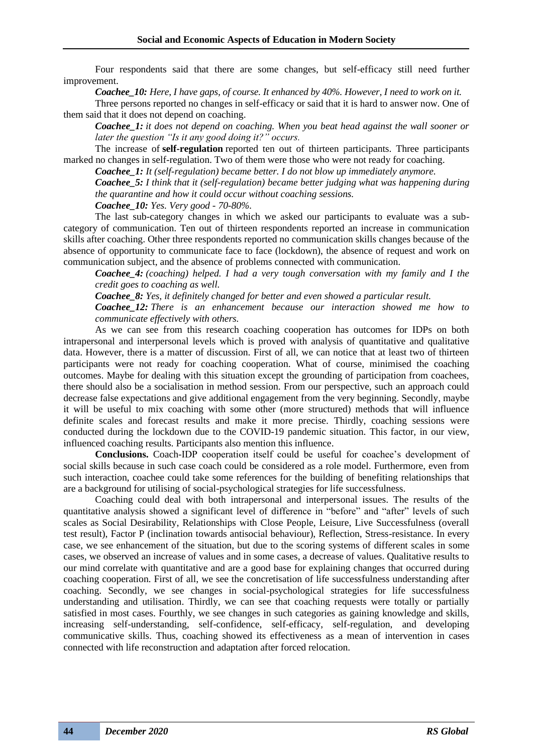Four respondents said that there are some changes, but self-efficacy still need further improvement.

***Coachee_10:*** *Here, I have gaps, of course. It enhanced by 40%. However, I need to work on it.*

Three persons reported no changes in self-efficacy or said that it is hard to answer now. One of them said that it does not depend on coaching.

***Coachee_1:*** *it does not depend on coaching. When you beat head against the wall sooner or later the question "Is it any good doing it?" occurs.*

The increase of **self-regulation** reported ten out of thirteen participants. Three participants marked no changes in self-regulation. Two of them were those who were not ready for coaching.

***Coachee_1:*** *It (self-regulation) became better. I do not blow up immediately anymore.*

***Coachee_5:*** *I think that it (self-regulation) became better judging what was happening during the quarantine and how it could occur without coaching sessions.*

***Coachee_10:*** *Yes. Very good - 70-80%.*

The last sub-category changes in which we asked our participants to evaluate was a sub-category of communication. Ten out of thirteen respondents reported an increase in communication skills after coaching. Other three respondents reported no communication skills changes because of the absence of opportunity to communicate face to face (lockdown), the absence of request and work on communication subject, and the absence of problems connected with communication.

***Coachee_4:*** *(coaching) helped. I had a very tough conversation with my family and I the credit goes to coaching as well.*

***Coachee_8:*** *Yes, it definitely changed for better and even showed a particular result.*

***Coachee_12:*** *There is an enhancement because our interaction showed me how to communicate effectively with others.*

As we can see from this research coaching cooperation has outcomes for IDPs on both intrapersonal and interpersonal levels which is proved with analysis of quantitative and qualitative data. However, there is a matter of discussion. First of all, we can notice that at least two of thirteen participants were not ready for coaching cooperation. What of course, minimised the coaching outcomes. Maybe for dealing with this situation except the grounding of participation from coachees, there should also be a socialisation in method session. From our perspective, such an approach could decrease false expectations and give additional engagement from the very beginning. Secondly, maybe it will be useful to mix coaching with some other (more structured) methods that will influence definite scales and forecast results and make it more precise. Thirdly, coaching sessions were conducted during the lockdown due to the COVID-19 pandemic situation. This factor, in our view, influenced coaching results. Participants also mention this influence.

**Conclusions.** Coach-IDP cooperation itself could be useful for coachee's development of social skills because in such case coach could be considered as a role model. Furthermore, even from such interaction, coachee could take some references for the building of benefiting relationships that are a background for utilising of social-psychological strategies for life successfulness.

Coaching could deal with both intrapersonal and interpersonal issues. The results of the quantitative analysis showed a significant level of difference in "before" and "after" levels of such scales as Social Desirability, Relationships with Close People, Leisure, Live Successfulness (overall test result), Factor P (inclination towards antisocial behaviour), Reflection, Stress-resistance. In every case, we see enhancement of the situation, but due to the scoring systems of different scales in some cases, we observed an increase of values and in some cases, a decrease of values. Qualitative results to our mind correlate with quantitative and are a good base for explaining changes that occurred during coaching cooperation. First of all, we see the concretisation of life successfulness understanding after coaching. Secondly, we see changes in social-psychological strategies for life successfulness understanding and utilisation. Thirdly, we can see that coaching requests were totally or partially satisfied in most cases. Fourthly, we see changes in such categories as gaining knowledge and skills, increasing self-understanding, self-confidence, self-efficacy, self-regulation, and developing communicative skills. Thus, coaching showed its effectiveness as a mean of intervention in cases connected with life reconstruction and adaptation after forced relocation.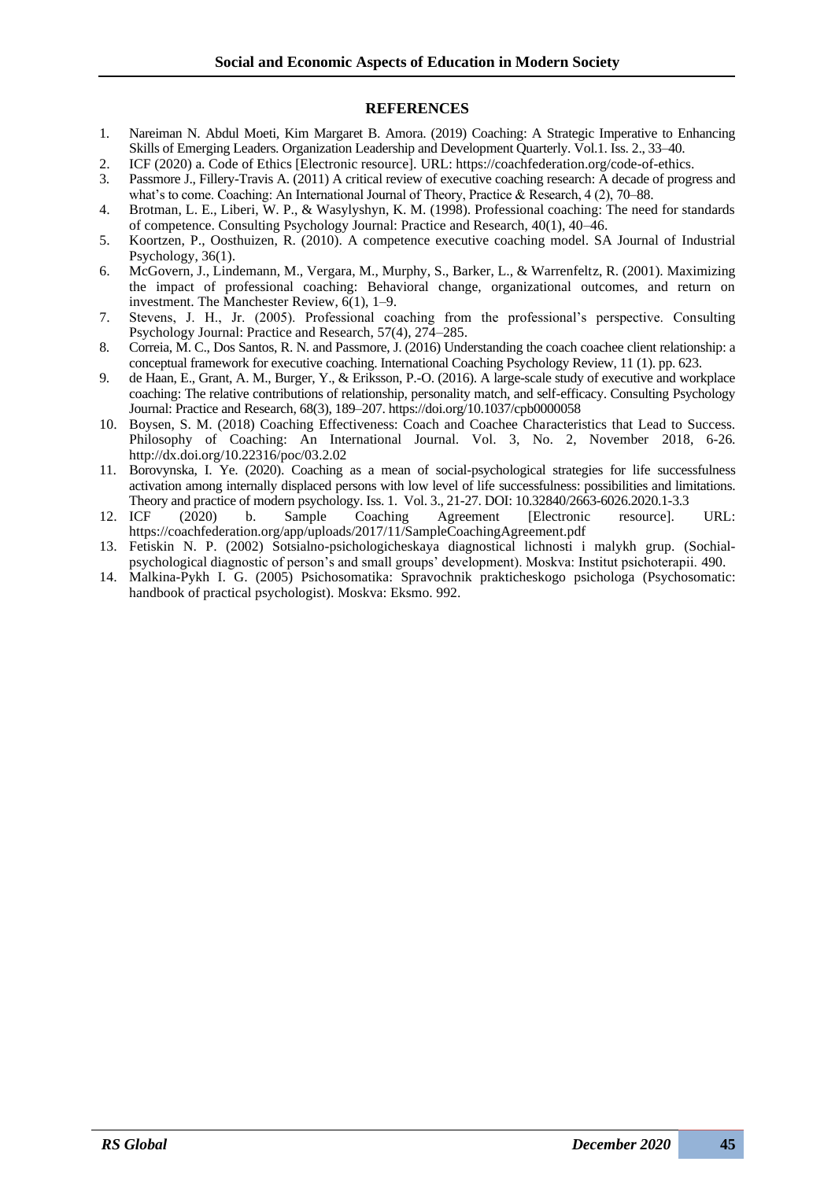## REFERENCES

1. Nareiman N. Abdul Moeti, Kim Margaret B. Amora. (2019) Coaching: A Strategic Imperative to Enhancing Skills of Emerging Leaders. Organization Leadership and Development Quarterly. Vol.1. Iss. 2., 33–40.
2. ICF (2020) a. Code of Ethics [Electronic resource]. URL: https://coachfederation.org/code-of-ethics.
3. Passmore J., Fillery-Travis A. (2011) A critical review of executive coaching research: A decade of progress and what's to come. Coaching: An International Journal of Theory, Practice & Research, 4 (2), 70–88.
4. Brotman, L. E., Liberi, W. P., & Wasylyshyn, K. M. (1998). Professional coaching: The need for standards of competence. Consulting Psychology Journal: Practice and Research, 40(1), 40–46.
5. Koortzen, P., Oosthuizen, R. (2010). A competence executive coaching model. SA Journal of Industrial Psychology, 36(1).
6. McGovern, J., Lindemann, M., Vergara, M., Murphy, S., Barker, L., & Warrenfeltz, R. (2001). Maximizing the impact of professional coaching: Behavioral change, organizational outcomes, and return on investment. The Manchester Review, 6(1), 1–9.
7. Stevens, J. H., Jr. (2005). Professional coaching from the professional's perspective. Consulting Psychology Journal: Practice and Research, 57(4), 274–285.
8. Correia, M. C., Dos Santos, R. N. and Passmore, J. (2016) Understanding the coach coachee client relationship: a conceptual framework for executive coaching. International Coaching Psychology Review, 11 (1). pp. 623.
9. de Haan, E., Grant, A. M., Burger, Y., & Eriksson, P.-O. (2016). A large-scale study of executive and workplace coaching: The relative contributions of relationship, personality match, and self-efficacy. Consulting Psychology Journal: Practice and Research, 68(3), 189–207. https://doi.org/10.1037/cpb0000058
10. Boysen, S. M. (2018) Coaching Effectiveness: Coach and Coachee Characteristics that Lead to Success. Philosophy of Coaching: An International Journal. Vol. 3, No. 2, November 2018, 6-26. http://dx.doi.org/10.22316/poc/03.2.02
11. Borovynska, I. Ye. (2020). Coaching as a mean of social-psychological strategies for life successfulness activation among internally displaced persons with low level of life successfulness: possibilities and limitations. Theory and practice of modern psychology. Iss. 1. Vol. 3., 21-27. DOI: 10.32840/2663-6026.2020.1-3.3
12. ICF (2020) b. Sample Coaching Agreement [Electronic resource]. URL: https://coachfederation.org/app/uploads/2017/11/SampleCoachingAgreement.pdf
13. Fetiskin N. P. (2002) Sotsialno-psichologicheskaya diagnostical lichnosti i malykh grup. (Sochial-psychological diagnostic of person's and small groups' development). Moskva: Institut psichoterapii. 490.
14. Malkina-Pykh I. G. (2005) Psichosomatika: Spravochnik prakticheskogo psichologa (Psychosomatic: handbook of practical psychologist). Moskva: Eksmo. 992.